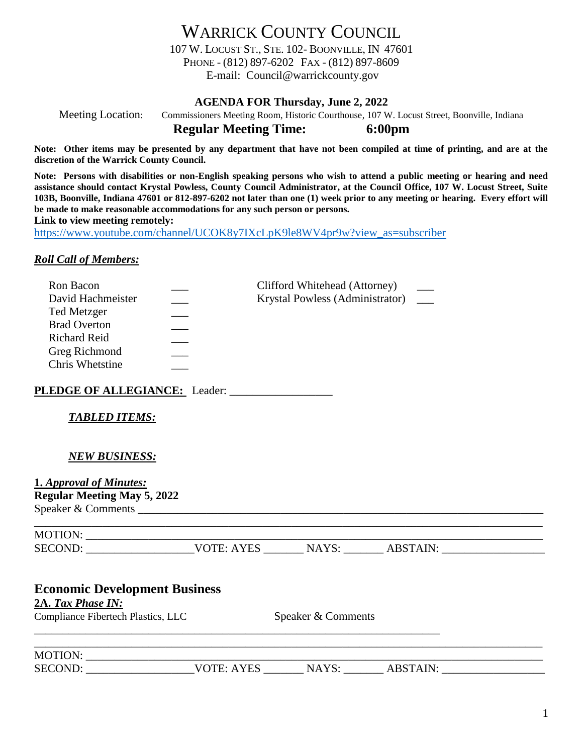# WARRICK COUNTY COUNCIL

107 W. LOCUST ST., STE. 102- BOONVILLE, IN 47601
PHONE - (812) 897-6202 FAX - (812) 897-8609
E-mail: Council@warrickcounty.gov

**AGENDA FOR Thursday, June 2, 2022**

Meeting Location: Commissioners Meeting Room, Historic Courthouse, 107 W. Locust Street, Boonville, Indiana

**Regular Meeting Time: 6:00pm**

**Note: Other items may be presented by any department that have not been compiled at time of printing, and are at the discretion of the Warrick County Council.**

**Note: Persons with disabilities or non-English speaking persons who wish to attend a public meeting or hearing and need assistance should contact Krystal Powless, County Council Administrator, at the Council Office, 107 W. Locust Street, Suite 103B, Boonville, Indiana 47601 or 812-897-6202 not later than one (1) week prior to any meeting or hearing. Every effort will be made to make reasonable accommodations for any such person or persons.**

**Link to view meeting remotely:**
https://www.youtube.com/channel/UCOK8y7IXcLpK9le8WV4pr9w?view_as=subscriber

***Roll Call of Members:***

| | | | |
|---|---|---|---|
| Ron Bacon | ___ | Clifford Whitehead (Attorney) | ___ |
| David Hachmeister | ___ | Krystal Powless (Administrator) | ___ |
| Ted Metzger | ___ | | |
| Brad Overton | ___ | | |
| Richard Reid | ___ | | |
| Greg Richmond | ___ | | |
| Chris Whetstine | ___ | | |

**PLEDGE OF ALLEGIANCE:** Leader: __________________

***TABLED ITEMS:***

***NEW BUSINESS:***

**1. *Approval of Minutes:***
**Regular Meeting May 5, 2022**
Speaker & Comments ___________________________________________________________________________
_____________________________________________________________________________________________
MOTION: _____________________________________________________________________________________
SECOND: __________________VOTE: AYES _______ NAYS: _______ ABSTAIN: _________________

## Economic Development Business

**2A. *Tax Phase IN:***
Compliance Fibertech Plastics, LLC Speaker & Comments
_____________________________________________________________________________
_____________________________________________________________________________________________
MOTION: _____________________________________________________________________________________
SECOND: __________________VOTE: AYES _______ NAYS: _______ ABSTAIN: _________________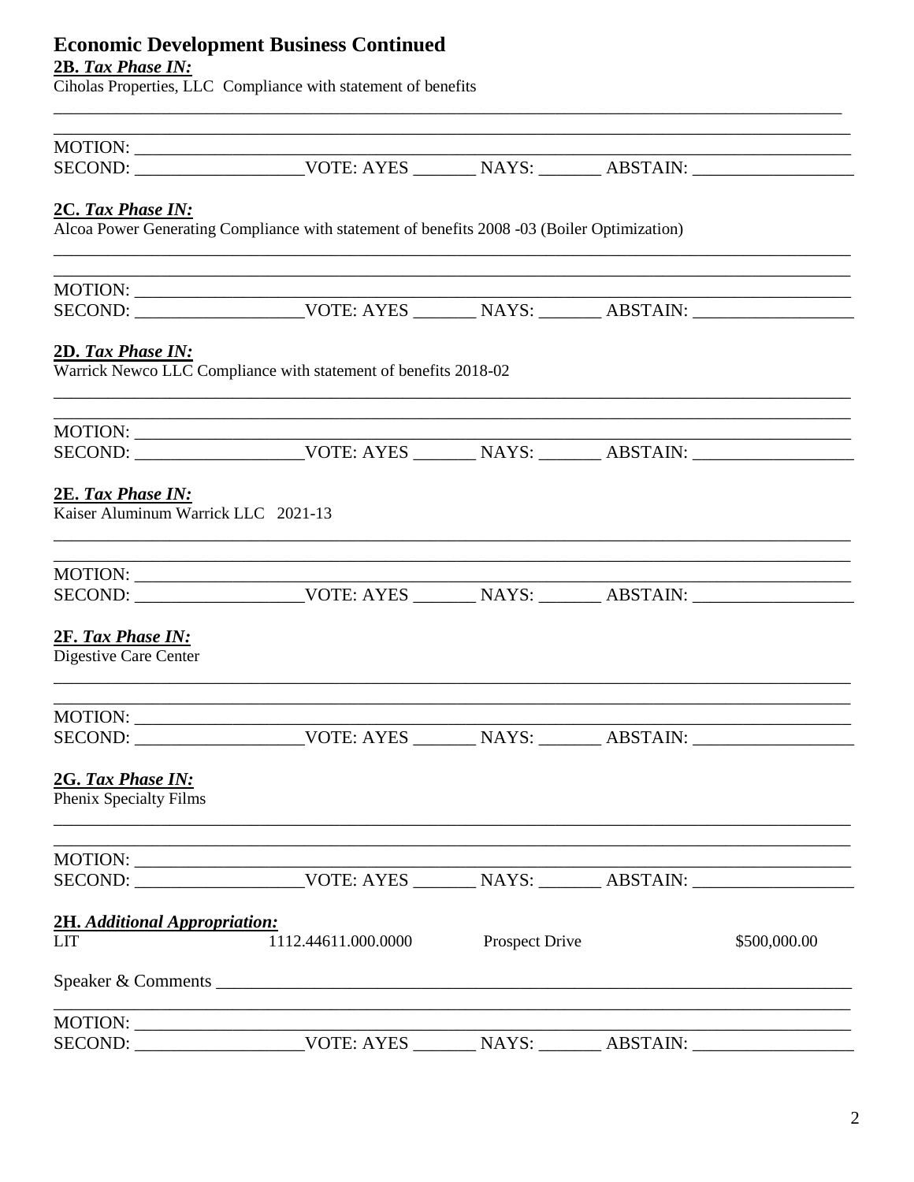# Economic Development Business Continued

**2B.** ***Tax Phase IN:***

Ciholas Properties, LLC  Compliance with statement of benefits

______________________________________________________________________________

______________________________________________________________________________

MOTION: ______________________________________________________________________

SECOND: __________________VOTE: AYES _______ NAYS: _______ ABSTAIN: _________________

**2C.** ***Tax Phase IN:***

Alcoa Power Generating Compliance with statement of benefits 2008 -03 (Boiler Optimization)

______________________________________________________________________________

______________________________________________________________________________

MOTION: ______________________________________________________________________

SECOND: __________________VOTE: AYES _______ NAYS: _______ ABSTAIN: _________________

**2D.** ***Tax Phase IN:***

Warrick Newco LLC Compliance with statement of benefits 2018-02

______________________________________________________________________________

______________________________________________________________________________

MOTION: ______________________________________________________________________

SECOND: __________________VOTE: AYES _______ NAYS: _______ ABSTAIN: _________________

**2E.** ***Tax Phase IN:***

Kaiser Aluminum Warrick LLC   2021-13

______________________________________________________________________________

______________________________________________________________________________

MOTION: ______________________________________________________________________

SECOND: __________________VOTE: AYES _______ NAYS: _______ ABSTAIN: _________________

**2F.** ***Tax Phase IN:***

Digestive Care Center

______________________________________________________________________________

______________________________________________________________________________

MOTION: ______________________________________________________________________

SECOND: __________________VOTE: AYES _______ NAYS: _______ ABSTAIN: _________________

**2G.** ***Tax Phase IN:***

Phenix Specialty Films

______________________________________________________________________________

______________________________________________________________________________

MOTION: ______________________________________________________________________

SECOND: __________________VOTE: AYES _______ NAYS: _______ ABSTAIN: _________________

**2H.** ***Additional Appropriation:***

| LIT | 1112.44611.000.0000 | Prospect Drive | $500,000.00 |
|---|---|---|---|

Speaker & Comments ____________________________________________________________

______________________________________________________________________________

MOTION: ______________________________________________________________________

SECOND: __________________VOTE: AYES _______ NAYS: _______ ABSTAIN: _________________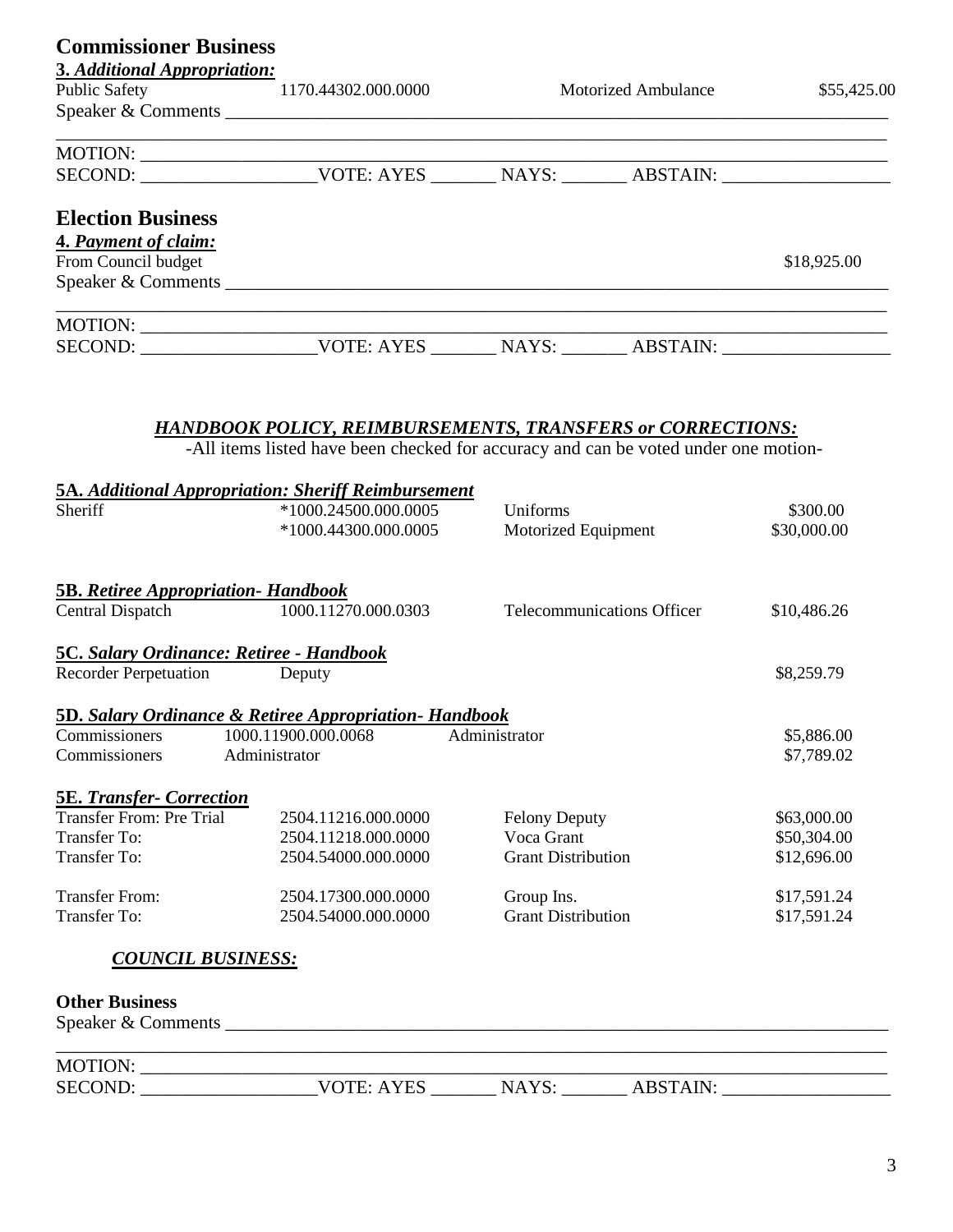## Commissioner Business

**3. *Additional Appropriation:***

| Public Safety | 1170.44302.000.0000 | Motorized Ambulance | $55,425.00 |
|---|---|---|---|

Speaker & Comments ___________________________________________________________________________

_________________________________________________________________________________________

MOTION: ________________________________________________________________________________

SECOND: __________________VOTE: AYES _______ NAYS: _______ ABSTAIN: _________________

## Election Business

**4. *Payment of claim:***

From Council budget $18,925.00

Speaker & Comments ___________________________________________________________________________

_________________________________________________________________________________________

MOTION: ________________________________________________________________________________

SECOND: __________________VOTE: AYES _______ NAYS: _______ ABSTAIN: _________________

### ***HANDBOOK POLICY, REIMBURSEMENTS, TRANSFERS or CORRECTIONS:***

-All items listed have been checked for accuracy and can be voted under one motion-

**5A. *Additional Appropriation: Sheriff Reimbursement***

| Sheriff | *1000.24500.000.0005 | Uniforms | $300.00 |
|---|---|---|---|
| | *1000.44300.000.0005 | Motorized Equipment | $30,000.00 |

**5B. *Retiree Appropriation- Handbook***

| Central Dispatch | 1000.11270.000.0303 | Telecommunications Officer | $10,486.26 |
|---|---|---|---|

**5C. *Salary Ordinance: Retiree - Handbook***

| Recorder Perpetuation | Deputy | | $8,259.79 |
|---|---|---|---|

**5D. *Salary Ordinance & Retiree Appropriation- Handbook***

| Commissioners | 1000.11900.000.0068 | Administrator | $5,886.00 |
|---|---|---|---|
| Commissioners | Administrator | | $7,789.02 |

**5E. *Transfer- Correction***

| Transfer From: Pre Trial | 2504.11216.000.0000 | Felony Deputy | $63,000.00 |
|---|---|---|---|
| Transfer To: | 2504.11218.000.0000 | Voca Grant | $50,304.00 |
| Transfer To: | 2504.54000.000.0000 | Grant Distribution | $12,696.00 |
| | | | |
| Transfer From: | 2504.17300.000.0000 | Group Ins. | $17,591.24 |
| Transfer To: | 2504.54000.000.0000 | Grant Distribution | $17,591.24 |

### ***COUNCIL BUSINESS:***

**Other Business**

Speaker & Comments ___________________________________________________________________________

_________________________________________________________________________________________

MOTION: ________________________________________________________________________________

SECOND: __________________VOTE: AYES _______ NAYS: _______ ABSTAIN: _________________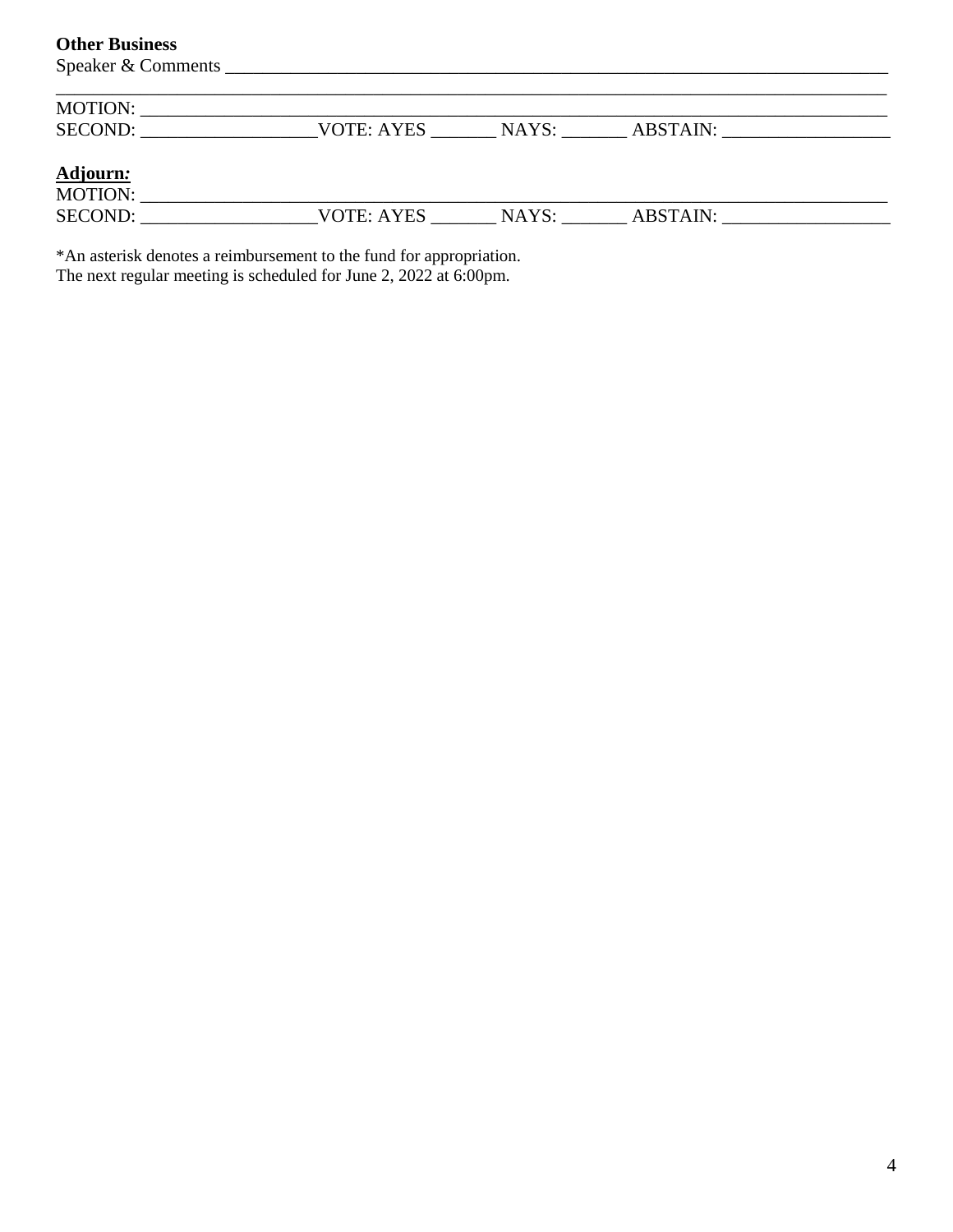**Other Business**

Speaker & Comments ___________________________________________________________________________

_______________________________________________________________________________________

MOTION: _______________________________________________________________________________

SECOND: ___________________VOTE: AYES _______ NAYS: _______ ABSTAIN: __________________

**Adjourn:**

MOTION: _______________________________________________________________________________

SECOND: ___________________VOTE: AYES _______ NAYS: _______ ABSTAIN: __________________

*An asterisk denotes a reimbursement to the fund for appropriation.
The next regular meeting is scheduled for June 2, 2022 at 6:00pm.